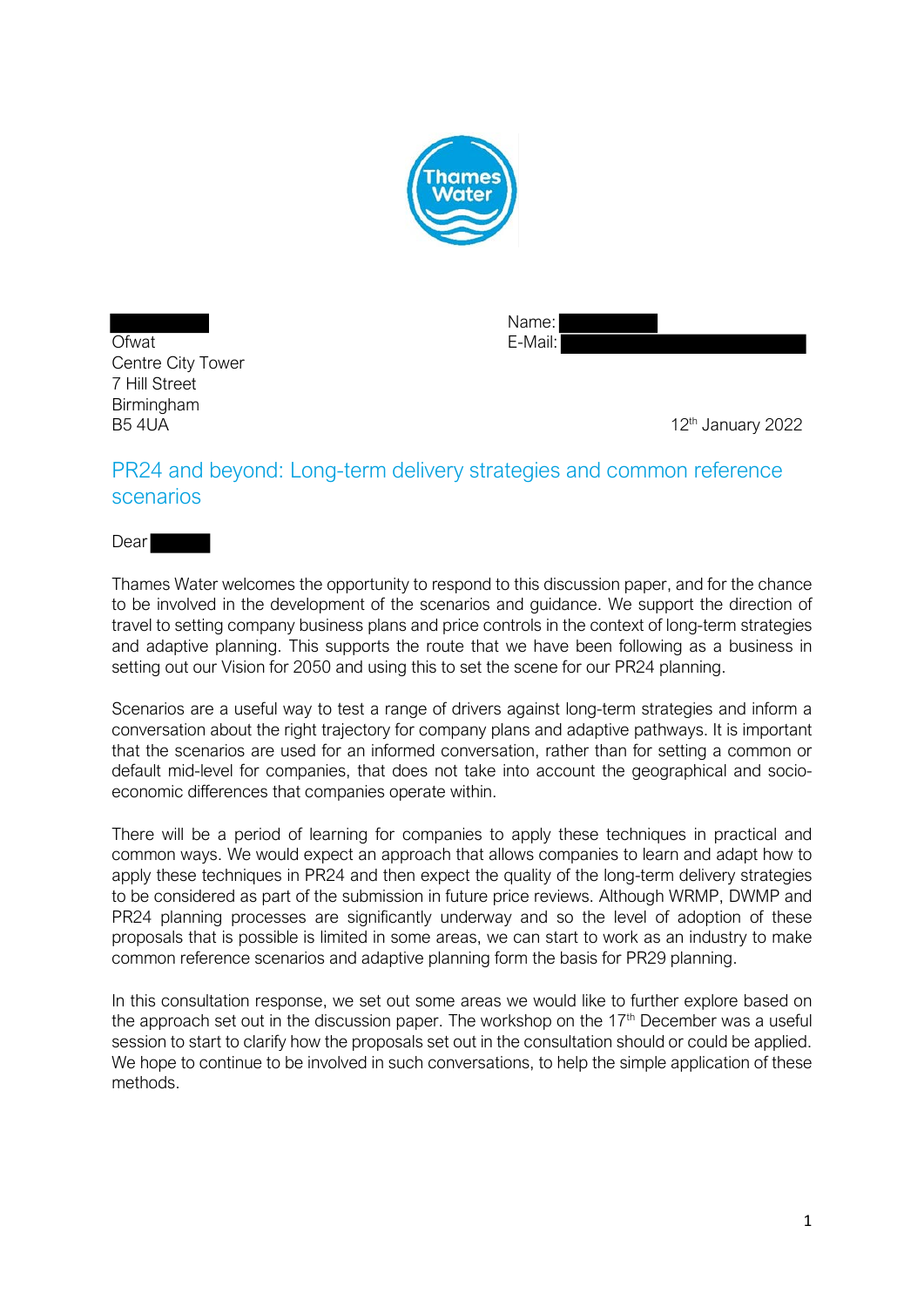Ofwat
Centre City Tower
7 Hill Street
Birmingham
B5 4UA

Name:
E-Mail:

12th January 2022

## PR24 and beyond: Long-term delivery strategies and common reference scenarios

Dear

Thames Water welcomes the opportunity to respond to this discussion paper, and for the chance to be involved in the development of the scenarios and guidance. We support the direction of travel to setting company business plans and price controls in the context of long-term strategies and adaptive planning. This supports the route that we have been following as a business in setting out our Vision for 2050 and using this to set the scene for our PR24 planning.

Scenarios are a useful way to test a range of drivers against long-term strategies and inform a conversation about the right trajectory for company plans and adaptive pathways. It is important that the scenarios are used for an informed conversation, rather than for setting a common or default mid-level for companies, that does not take into account the geographical and socio-economic differences that companies operate within.

There will be a period of learning for companies to apply these techniques in practical and common ways. We would expect an approach that allows companies to learn and adapt how to apply these techniques in PR24 and then expect the quality of the long-term delivery strategies to be considered as part of the submission in future price reviews. Although WRMP, DWMP and PR24 planning processes are significantly underway and so the level of adoption of these proposals that is possible is limited in some areas, we can start to work as an industry to make common reference scenarios and adaptive planning form the basis for PR29 planning.

In this consultation response, we set out some areas we would like to further explore based on the approach set out in the discussion paper. The workshop on the 17th December was a useful session to start to clarify how the proposals set out in the consultation should or could be applied. We hope to continue to be involved in such conversations, to help the simple application of these methods.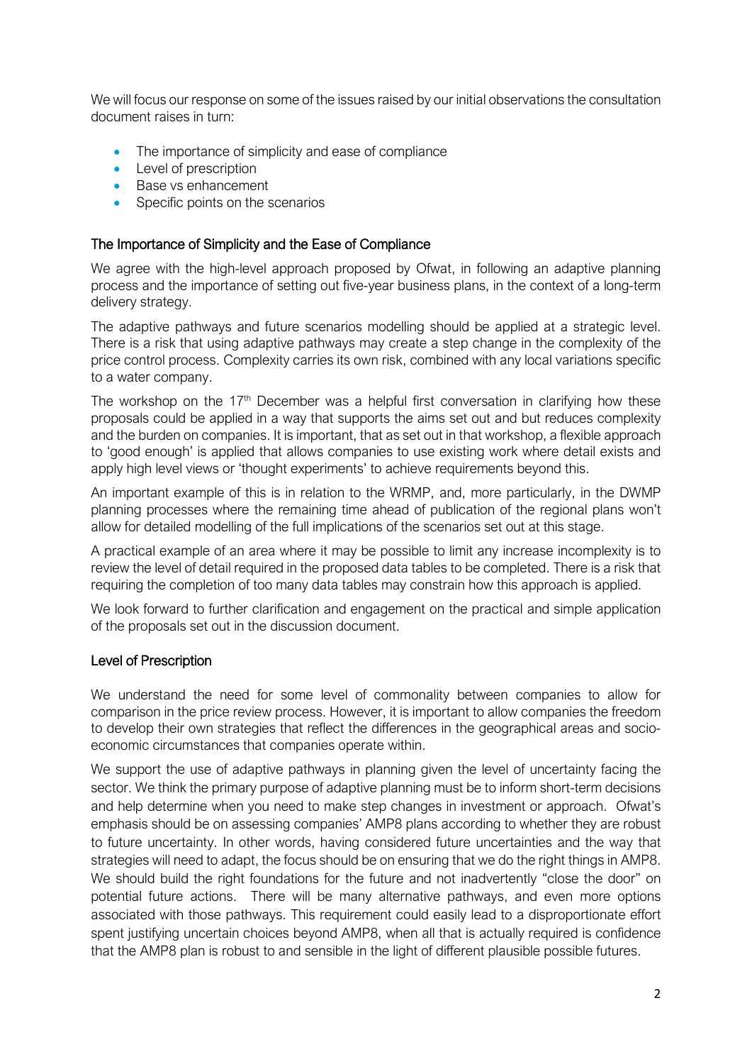We will focus our response on some of the issues raised by our initial observations the consultation document raises in turn:

- The importance of simplicity and ease of compliance
- Level of prescription
- Base vs enhancement
- Specific points on the scenarios

## The Importance of Simplicity and the Ease of Compliance

We agree with the high-level approach proposed by Ofwat, in following an adaptive planning process and the importance of setting out five-year business plans, in the context of a long-term delivery strategy.

The adaptive pathways and future scenarios modelling should be applied at a strategic level. There is a risk that using adaptive pathways may create a step change in the complexity of the price control process. Complexity carries its own risk, combined with any local variations specific to a water company.

The workshop on the 17th December was a helpful first conversation in clarifying how these proposals could be applied in a way that supports the aims set out and but reduces complexity and the burden on companies. It is important, that as set out in that workshop, a flexible approach to 'good enough' is applied that allows companies to use existing work where detail exists and apply high level views or 'thought experiments' to achieve requirements beyond this.

An important example of this is in relation to the WRMP, and, more particularly, in the DWMP planning processes where the remaining time ahead of publication of the regional plans won't allow for detailed modelling of the full implications of the scenarios set out at this stage.

A practical example of an area where it may be possible to limit any increase incomplexity is to review the level of detail required in the proposed data tables to be completed. There is a risk that requiring the completion of too many data tables may constrain how this approach is applied.

We look forward to further clarification and engagement on the practical and simple application of the proposals set out in the discussion document.

## Level of Prescription

We understand the need for some level of commonality between companies to allow for comparison in the price review process. However, it is important to allow companies the freedom to develop their own strategies that reflect the differences in the geographical areas and socio-economic circumstances that companies operate within.

We support the use of adaptive pathways in planning given the level of uncertainty facing the sector. We think the primary purpose of adaptive planning must be to inform short-term decisions and help determine when you need to make step changes in investment or approach. Ofwat's emphasis should be on assessing companies' AMP8 plans according to whether they are robust to future uncertainty. In other words, having considered future uncertainties and the way that strategies will need to adapt, the focus should be on ensuring that we do the right things in AMP8. We should build the right foundations for the future and not inadvertently "close the door" on potential future actions. There will be many alternative pathways, and even more options associated with those pathways. This requirement could easily lead to a disproportionate effort spent justifying uncertain choices beyond AMP8, when all that is actually required is confidence that the AMP8 plan is robust to and sensible in the light of different plausible possible futures.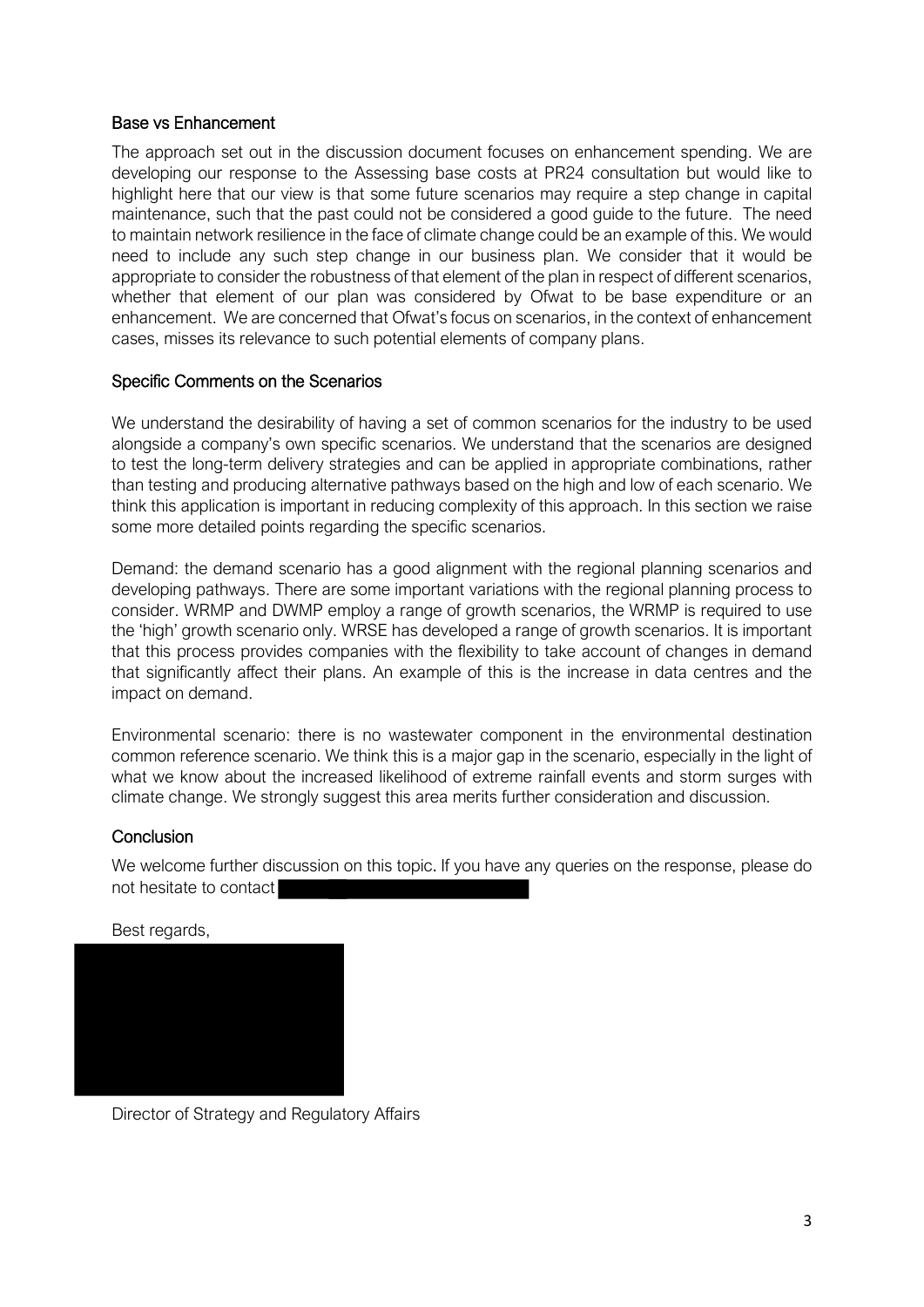## Base vs Enhancement

The approach set out in the discussion document focuses on enhancement spending. We are developing our response to the Assessing base costs at PR24 consultation but would like to highlight here that our view is that some future scenarios may require a step change in capital maintenance, such that the past could not be considered a good guide to the future. The need to maintain network resilience in the face of climate change could be an example of this. We would need to include any such step change in our business plan. We consider that it would be appropriate to consider the robustness of that element of the plan in respect of different scenarios, whether that element of our plan was considered by Ofwat to be base expenditure or an enhancement. We are concerned that Ofwat's focus on scenarios, in the context of enhancement cases, misses its relevance to such potential elements of company plans.

## Specific Comments on the Scenarios

We understand the desirability of having a set of common scenarios for the industry to be used alongside a company's own specific scenarios. We understand that the scenarios are designed to test the long-term delivery strategies and can be applied in appropriate combinations, rather than testing and producing alternative pathways based on the high and low of each scenario. We think this application is important in reducing complexity of this approach. In this section we raise some more detailed points regarding the specific scenarios.

Demand: the demand scenario has a good alignment with the regional planning scenarios and developing pathways. There are some important variations with the regional planning process to consider. WRMP and DWMP employ a range of growth scenarios, the WRMP is required to use the 'high' growth scenario only. WRSE has developed a range of growth scenarios. It is important that this process provides companies with the flexibility to take account of changes in demand that significantly affect their plans. An example of this is the increase in data centres and the impact on demand.

Environmental scenario: there is no wastewater component in the environmental destination common reference scenario. We think this is a major gap in the scenario, especially in the light of what we know about the increased likelihood of extreme rainfall events and storm surges with climate change. We strongly suggest this area merits further consideration and discussion.

## Conclusion

We welcome further discussion on this topic. If you have any queries on the response, please do not hesitate to contact

Best regards,

Director of Strategy and Regulatory Affairs